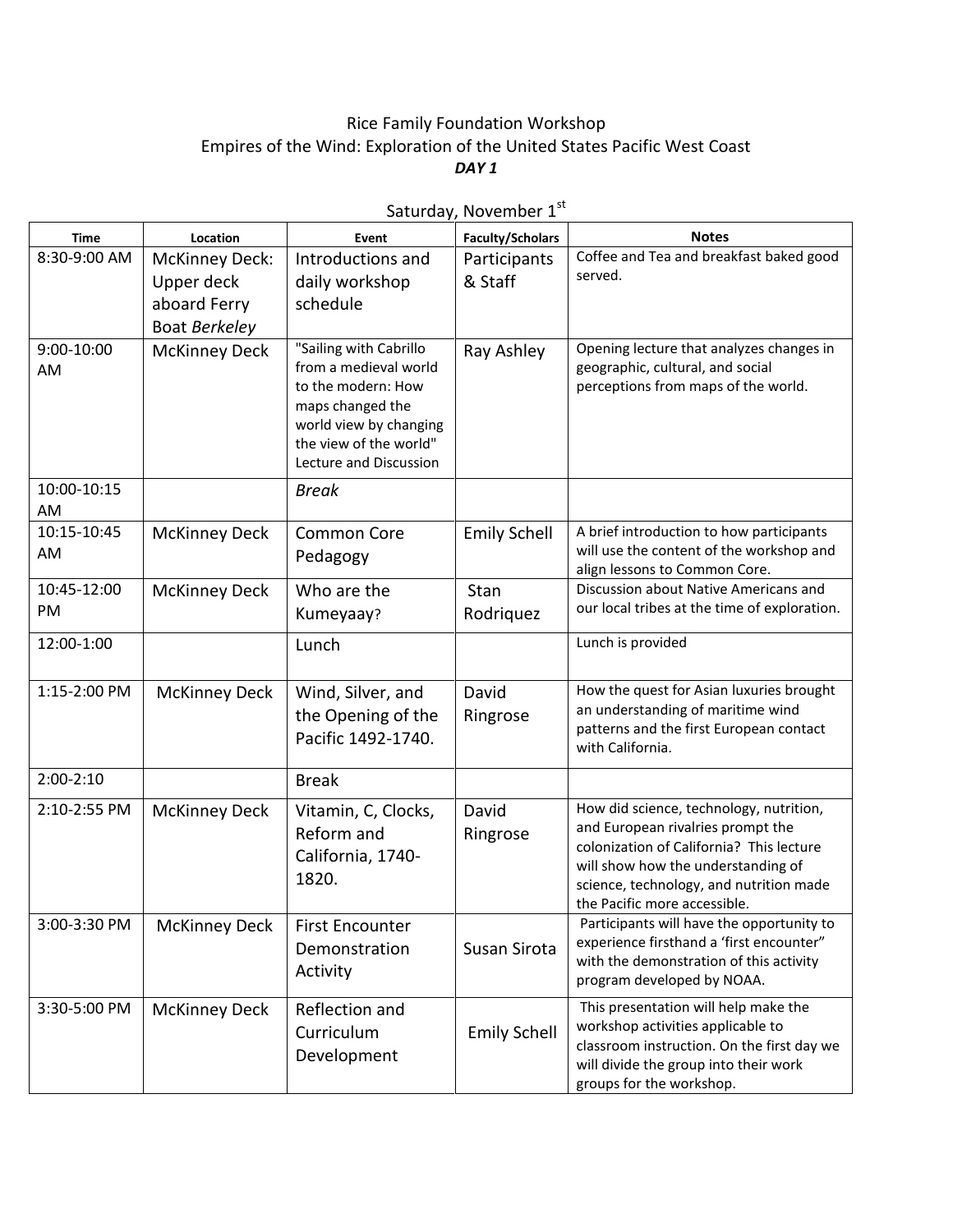Rice Family Foundation Workshop

Empires of the Wind: Exploration of the United States Pacific West Coast

***DAY 1***

Saturday, November 1st

| Time | Location | Event | Faculty/Scholars | Notes |
|---|---|---|---|---|
| 8:30-9:00 AM | McKinney Deck: Upper deck aboard Ferry Boat *Berkeley* | Introductions and daily workshop schedule | Participants & Staff | Coffee and Tea and breakfast baked good served. |
| 9:00-10:00 AM | McKinney Deck | "Sailing with Cabrillo from a medieval world to the modern: How maps changed the world view by changing the view of the world" Lecture and Discussion | Ray Ashley | Opening lecture that analyzes changes in geographic, cultural, and social perceptions from maps of the world. |
| 10:00-10:15 AM | | *Break* | | |
| 10:15-10:45 AM | McKinney Deck | Common Core Pedagogy | Emily Schell | A brief introduction to how participants will use the content of the workshop and align lessons to Common Core. |
| 10:45-12:00 PM | McKinney Deck | Who are the Kumeyaay? | Stan Rodriquez | Discussion about Native Americans and our local tribes at the time of exploration. |
| 12:00-1:00 | | Lunch | | Lunch is provided |
| 1:15-2:00 PM | McKinney Deck | Wind, Silver, and the Opening of the Pacific 1492-1740. | David Ringrose | How the quest for Asian luxuries brought an understanding of maritime wind patterns and the first European contact with California. |
| 2:00-2:10 | | Break | | |
| 2:10-2:55 PM | McKinney Deck | Vitamin, C, Clocks, Reform and California, 1740-1820. | David Ringrose | How did science, technology, nutrition, and European rivalries prompt the colonization of California? This lecture will show how the understanding of science, technology, and nutrition made the Pacific more accessible. |
| 3:00-3:30 PM | McKinney Deck | First Encounter Demonstration Activity | Susan Sirota | Participants will have the opportunity to experience firsthand a 'first encounter" with the demonstration of this activity program developed by NOAA. |
| 3:30-5:00 PM | McKinney Deck | Reflection and Curriculum Development | Emily Schell | This presentation will help make the workshop activities applicable to classroom instruction. On the first day we will divide the group into their work groups for the workshop. |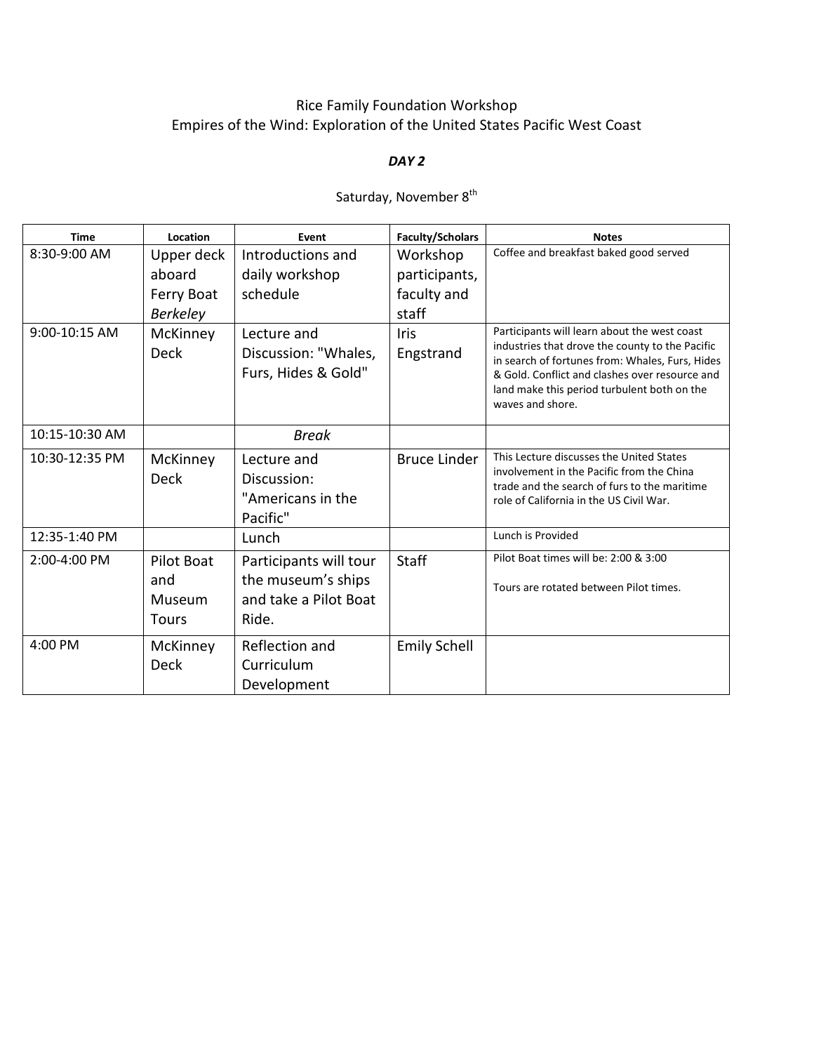Rice Family Foundation Workshop
Empires of the Wind: Exploration of the United States Pacific West Coast

***DAY 2***

Saturday, November 8th

| Time | Location | Event | Faculty/Scholars | Notes |
|---|---|---|---|---|
| 8:30-9:00 AM | Upper deck aboard Ferry Boat *Berkeley* | Introductions and daily workshop schedule | Workshop participants, faculty and staff | Coffee and breakfast baked good served |
| 9:00-10:15 AM | McKinney Deck | Lecture and Discussion: "Whales, Furs, Hides & Gold" | Iris Engstrand | Participants will learn about the west coast industries that drove the county to the Pacific in search of fortunes from: Whales, Furs, Hides & Gold. Conflict and clashes over resource and land make this period turbulent both on the waves and shore. |
| 10:15-10:30 AM | | *Break* | | |
| 10:30-12:35 PM | McKinney Deck | Lecture and Discussion: "Americans in the Pacific" | Bruce Linder | This Lecture discusses the United States involvement in the Pacific from the China trade and the search of furs to the maritime role of California in the US Civil War. |
| 12:35-1:40 PM | | Lunch | | Lunch is Provided |
| 2:00-4:00 PM | Pilot Boat and Museum Tours | Participants will tour the museum's ships and take a Pilot Boat Ride. | Staff | Pilot Boat times will be: 2:00 & 3:00<br><br>Tours are rotated between Pilot times. |
| 4:00 PM | McKinney Deck | Reflection and Curriculum Development | Emily Schell | |